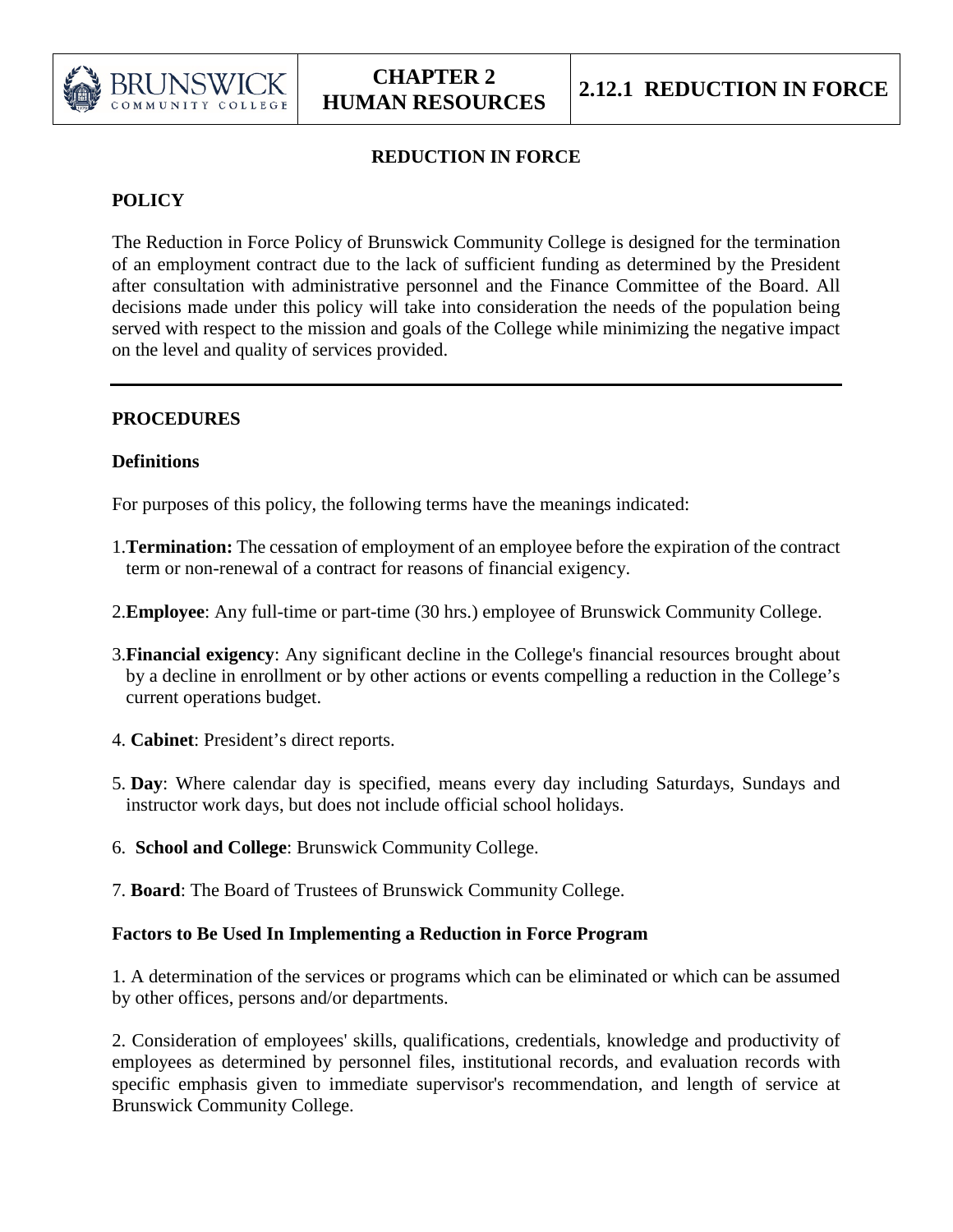# REDUCTION IN FORCE

## POLICY

The Reduction in Force Policy of Brunswick Community College is designed for the termination of an employment contract due to the lack of sufficient funding as determined by the President after consultation with administrative personnel and the Finance Committee of the Board. All decisions made under this policy will take into consideration the needs of the population being served with respect to the mission and goals of the College while minimizing the negative impact on the level and quality of services provided.

---

## PROCEDURES

### Definitions

For purposes of this policy, the following terms have the meanings indicated:

1. **Termination:** The cessation of employment of an employee before the expiration of the contract term or non-renewal of a contract for reasons of financial exigency.

2. **Employee**: Any full-time or part-time (30 hrs.) employee of Brunswick Community College.

3. **Financial exigency**: Any significant decline in the College's financial resources brought about by a decline in enrollment or by other actions or events compelling a reduction in the College's current operations budget.

4. **Cabinet**: President's direct reports.

5. **Day**: Where calendar day is specified, means every day including Saturdays, Sundays and instructor work days, but does not include official school holidays.

6. **School and College**: Brunswick Community College.

7. **Board**: The Board of Trustees of Brunswick Community College.

### Factors to Be Used In Implementing a Reduction in Force Program

1. A determination of the services or programs which can be eliminated or which can be assumed by other offices, persons and/or departments.

2. Consideration of employees' skills, qualifications, credentials, knowledge and productivity of employees as determined by personnel files, institutional records, and evaluation records with specific emphasis given to immediate supervisor's recommendation, and length of service at Brunswick Community College.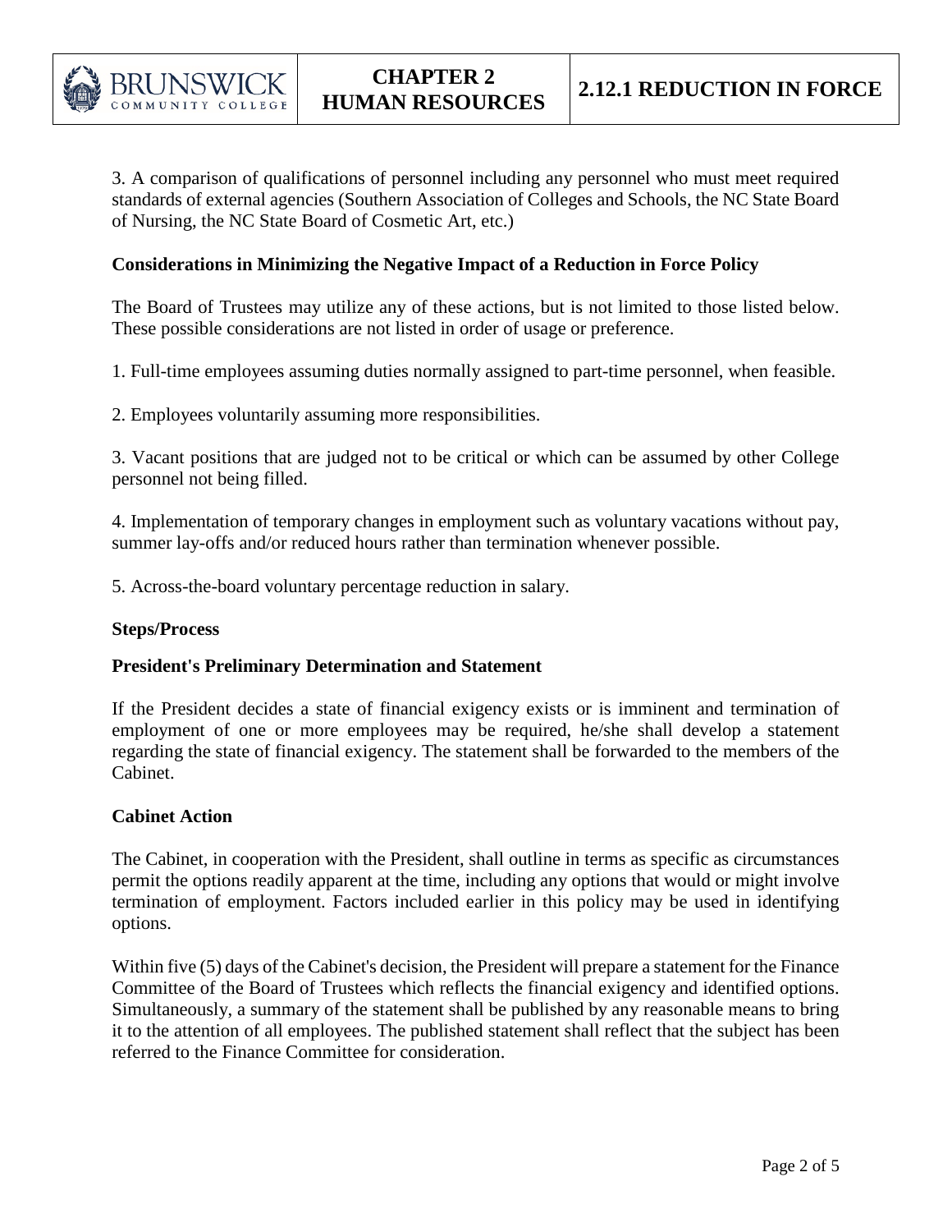3. A comparison of qualifications of personnel including any personnel who must meet required standards of external agencies (Southern Association of Colleges and Schools, the NC State Board of Nursing, the NC State Board of Cosmetic Art, etc.)

**Considerations in Minimizing the Negative Impact of a Reduction in Force Policy**

The Board of Trustees may utilize any of these actions, but is not limited to those listed below. These possible considerations are not listed in order of usage or preference.

1. Full-time employees assuming duties normally assigned to part-time personnel, when feasible.

2. Employees voluntarily assuming more responsibilities.

3. Vacant positions that are judged not to be critical or which can be assumed by other College personnel not being filled.

4. Implementation of temporary changes in employment such as voluntary vacations without pay, summer lay-offs and/or reduced hours rather than termination whenever possible.

5. Across-the-board voluntary percentage reduction in salary.

**Steps/Process**

**President's Preliminary Determination and Statement**

If the President decides a state of financial exigency exists or is imminent and termination of employment of one or more employees may be required, he/she shall develop a statement regarding the state of financial exigency. The statement shall be forwarded to the members of the Cabinet.

**Cabinet Action**

The Cabinet, in cooperation with the President, shall outline in terms as specific as circumstances permit the options readily apparent at the time, including any options that would or might involve termination of employment. Factors included earlier in this policy may be used in identifying options.

Within five (5) days of the Cabinet's decision, the President will prepare a statement for the Finance Committee of the Board of Trustees which reflects the financial exigency and identified options. Simultaneously, a summary of the statement shall be published by any reasonable means to bring it to the attention of all employees. The published statement shall reflect that the subject has been referred to the Finance Committee for consideration.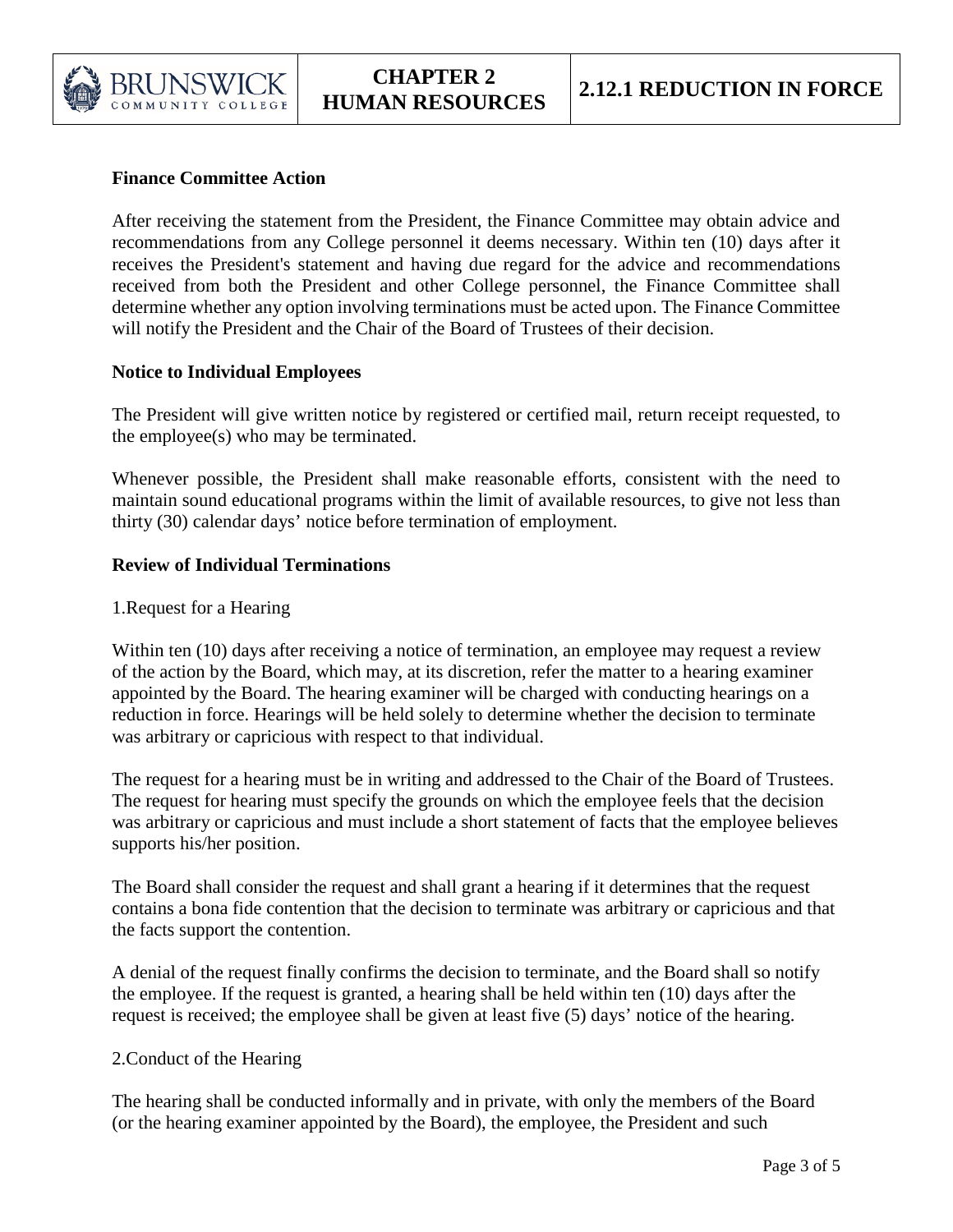**Finance Committee Action**

After receiving the statement from the President, the Finance Committee may obtain advice and recommendations from any College personnel it deems necessary. Within ten (10) days after it receives the President's statement and having due regard for the advice and recommendations received from both the President and other College personnel, the Finance Committee shall determine whether any option involving terminations must be acted upon. The Finance Committee will notify the President and the Chair of the Board of Trustees of their decision.

**Notice to Individual Employees**

The President will give written notice by registered or certified mail, return receipt requested, to the employee(s) who may be terminated.

Whenever possible, the President shall make reasonable efforts, consistent with the need to maintain sound educational programs within the limit of available resources, to give not less than thirty (30) calendar days' notice before termination of employment.

**Review of Individual Terminations**

1.Request for a Hearing

Within ten (10) days after receiving a notice of termination, an employee may request a review of the action by the Board, which may, at its discretion, refer the matter to a hearing examiner appointed by the Board. The hearing examiner will be charged with conducting hearings on a reduction in force. Hearings will be held solely to determine whether the decision to terminate was arbitrary or capricious with respect to that individual.

The request for a hearing must be in writing and addressed to the Chair of the Board of Trustees. The request for hearing must specify the grounds on which the employee feels that the decision was arbitrary or capricious and must include a short statement of facts that the employee believes supports his/her position.

The Board shall consider the request and shall grant a hearing if it determines that the request contains a bona fide contention that the decision to terminate was arbitrary or capricious and that the facts support the contention.

A denial of the request finally confirms the decision to terminate, and the Board shall so notify the employee. If the request is granted, a hearing shall be held within ten (10) days after the request is received; the employee shall be given at least five (5) days' notice of the hearing.

2.Conduct of the Hearing

The hearing shall be conducted informally and in private, with only the members of the Board (or the hearing examiner appointed by the Board), the employee, the President and such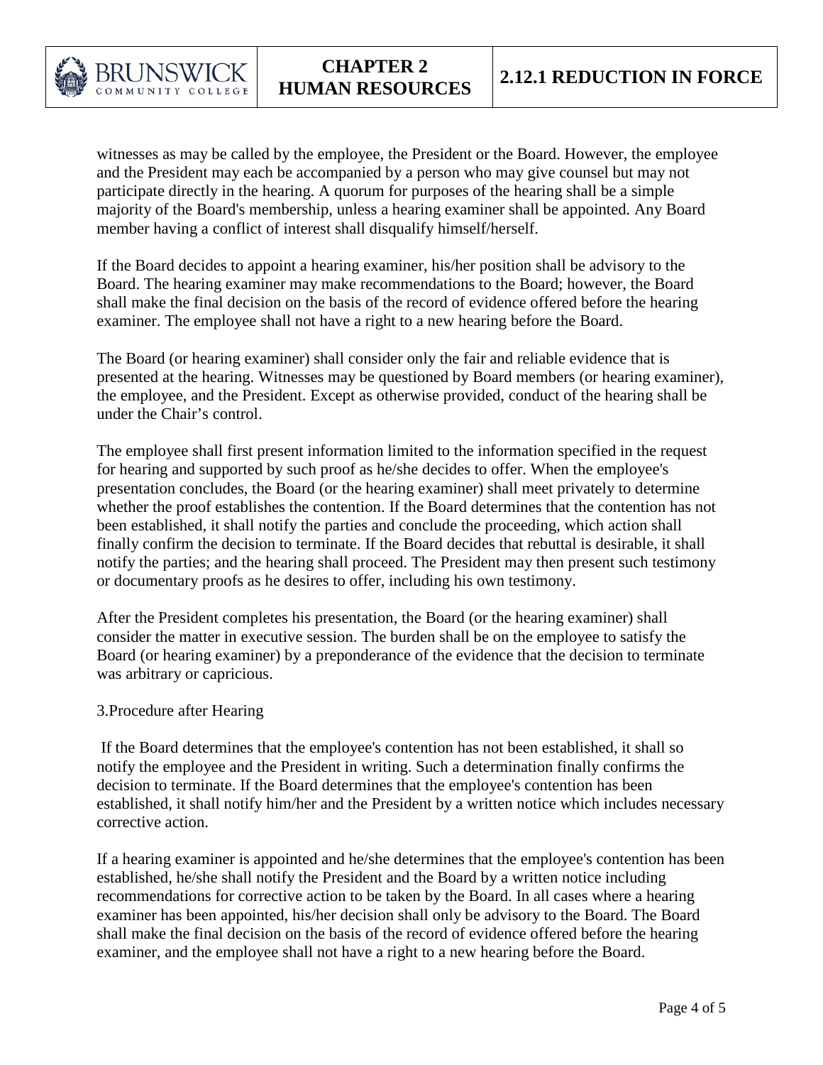witnesses as may be called by the employee, the President or the Board. However, the employee and the President may each be accompanied by a person who may give counsel but may not participate directly in the hearing. A quorum for purposes of the hearing shall be a simple majority of the Board's membership, unless a hearing examiner shall be appointed. Any Board member having a conflict of interest shall disqualify himself/herself.

If the Board decides to appoint a hearing examiner, his/her position shall be advisory to the Board. The hearing examiner may make recommendations to the Board; however, the Board shall make the final decision on the basis of the record of evidence offered before the hearing examiner. The employee shall not have a right to a new hearing before the Board.

The Board (or hearing examiner) shall consider only the fair and reliable evidence that is presented at the hearing. Witnesses may be questioned by Board members (or hearing examiner), the employee, and the President. Except as otherwise provided, conduct of the hearing shall be under the Chair's control.

The employee shall first present information limited to the information specified in the request for hearing and supported by such proof as he/she decides to offer. When the employee's presentation concludes, the Board (or the hearing examiner) shall meet privately to determine whether the proof establishes the contention. If the Board determines that the contention has not been established, it shall notify the parties and conclude the proceeding, which action shall finally confirm the decision to terminate. If the Board decides that rebuttal is desirable, it shall notify the parties; and the hearing shall proceed. The President may then present such testimony or documentary proofs as he desires to offer, including his own testimony.

After the President completes his presentation, the Board (or the hearing examiner) shall consider the matter in executive session. The burden shall be on the employee to satisfy the Board (or hearing examiner) by a preponderance of the evidence that the decision to terminate was arbitrary or capricious.

3.Procedure after Hearing

If the Board determines that the employee's contention has not been established, it shall so notify the employee and the President in writing. Such a determination finally confirms the decision to terminate. If the Board determines that the employee's contention has been established, it shall notify him/her and the President by a written notice which includes necessary corrective action.

If a hearing examiner is appointed and he/she determines that the employee's contention has been established, he/she shall notify the President and the Board by a written notice including recommendations for corrective action to be taken by the Board. In all cases where a hearing examiner has been appointed, his/her decision shall only be advisory to the Board. The Board shall make the final decision on the basis of the record of evidence offered before the hearing examiner, and the employee shall not have a right to a new hearing before the Board.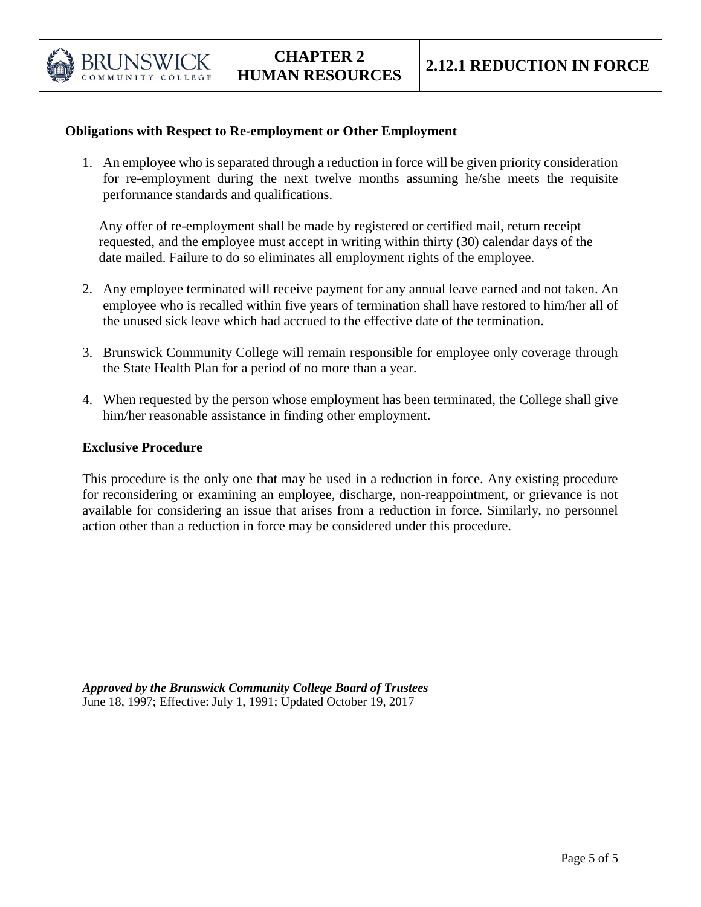### Obligations with Respect to Re-employment or Other Employment

1. An employee who is separated through a reduction in force will be given priority consideration for re-employment during the next twelve months assuming he/she meets the requisite performance standards and qualifications.

   Any offer of re-employment shall be made by registered or certified mail, return receipt requested, and the employee must accept in writing within thirty (30) calendar days of the date mailed. Failure to do so eliminates all employment rights of the employee.

2. Any employee terminated will receive payment for any annual leave earned and not taken. An employee who is recalled within five years of termination shall have restored to him/her all of the unused sick leave which had accrued to the effective date of the termination.

3. Brunswick Community College will remain responsible for employee only coverage through the State Health Plan for a period of no more than a year.

4. When requested by the person whose employment has been terminated, the College shall give him/her reasonable assistance in finding other employment.

### Exclusive Procedure

This procedure is the only one that may be used in a reduction in force. Any existing procedure for reconsidering or examining an employee, discharge, non-reappointment, or grievance is not available for considering an issue that arises from a reduction in force. Similarly, no personnel action other than a reduction in force may be considered under this procedure.

***Approved by the Brunswick Community College Board of Trustees***
June 18, 1997; Effective: July 1, 1991; Updated October 19, 2017